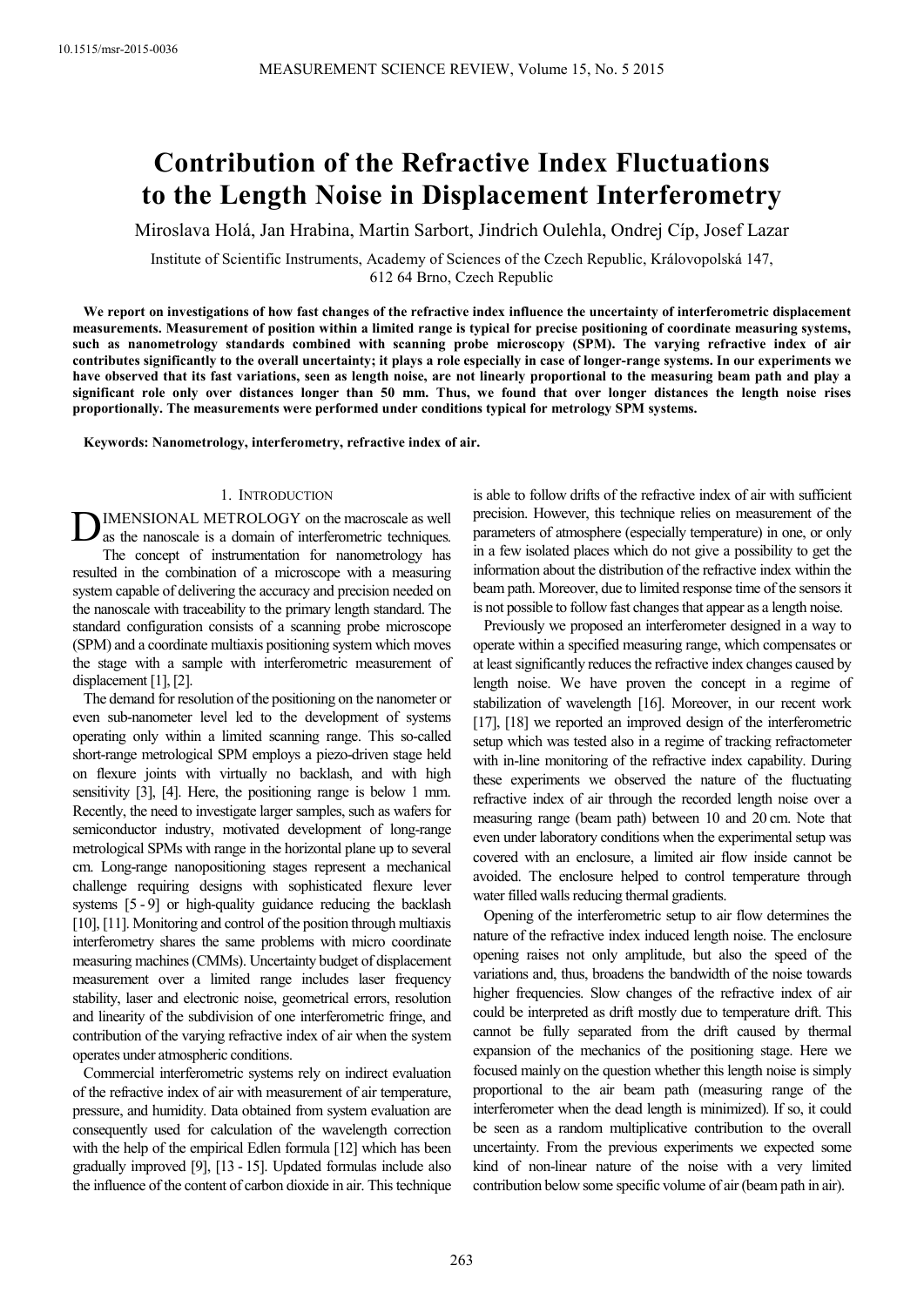10.1515/msr-2015-0036

# Contribution of the Refractive Index Fluctuations to the Length Noise in Displacement Interferometry

Miroslava Holá, Jan Hrabina, Martin Sarbort, Jindrich Oulehla, Ondrej Cíp, Josef Lazar

Institute of Scientific Instruments, Academy of Sciences of the Czech Republic, Královopolská 147, 612 64 Brno, Czech Republic

**We report on investigations of how fast changes of the refractive index influence the uncertainty of interferometric displacement measurements. Measurement of position within a limited range is typical for precise positioning of coordinate measuring systems, such as nanometrology standards combined with scanning probe microscopy (SPM). The varying refractive index of air contributes significantly to the overall uncertainty; it plays a role especially in case of longer-range systems. In our experiments we have observed that its fast variations, seen as length noise, are not linearly proportional to the measuring beam path and play a significant role only over distances longer than 50 mm. Thus, we found that over longer distances the length noise rises proportionally. The measurements were performed under conditions typical for metrology SPM systems.**

**Keywords: Nanometrology, interferometry, refractive index of air.**

## 1. Introduction

DIMENSIONAL METROLOGY on the macroscale as well as the nanoscale is a domain of interferometric techniques. The concept of instrumentation for nanometrology has resulted in the combination of a microscope with a measuring system capable of delivering the accuracy and precision needed on the nanoscale with traceability to the primary length standard. The standard configuration consists of a scanning probe microscope (SPM) and a coordinate multiaxis positioning system which moves the stage with a sample with interferometric measurement of displacement [1], [2].

The demand for resolution of the positioning on the nanometer or even sub-nanometer level led to the development of systems operating only within a limited scanning range. This so-called short-range metrological SPM employs a piezo-driven stage held on flexure joints with virtually no backlash, and with high sensitivity [3], [4]. Here, the positioning range is below 1 mm. Recently, the need to investigate larger samples, such as wafers for semiconductor industry, motivated development of long-range metrological SPMs with range in the horizontal plane up to several cm. Long-range nanopositioning stages represent a mechanical challenge requiring designs with sophisticated flexure lever systems [5 - 9] or high-quality guidance reducing the backlash [10], [11]. Monitoring and control of the position through multiaxis interferometry shares the same problems with micro coordinate measuring machines (CMMs). Uncertainty budget of displacement measurement over a limited range includes laser frequency stability, laser and electronic noise, geometrical errors, resolution and linearity of the subdivision of one interferometric fringe, and contribution of the varying refractive index of air when the system operates under atmospheric conditions.

Commercial interferometric systems rely on indirect evaluation of the refractive index of air with measurement of air temperature, pressure, and humidity. Data obtained from system evaluation are consequently used for calculation of the wavelength correction with the help of the empirical Edlen formula [12] which has been gradually improved [9], [13 - 15]. Updated formulas include also the influence of the content of carbon dioxide in air. This technique is able to follow drifts of the refractive index of air with sufficient precision. However, this technique relies on measurement of the parameters of atmosphere (especially temperature) in one, or only in a few isolated places which do not give a possibility to get the information about the distribution of the refractive index within the beam path. Moreover, due to limited response time of the sensors it is not possible to follow fast changes that appear as a length noise.

Previously we proposed an interferometer designed in a way to operate within a specified measuring range, which compensates or at least significantly reduces the refractive index changes caused by length noise. We have proven the concept in a regime of stabilization of wavelength [16]. Moreover, in our recent work [17], [18] we reported an improved design of the interferometric setup which was tested also in a regime of tracking refractometer with in-line monitoring of the refractive index capability. During these experiments we observed the nature of the fluctuating refractive index of air through the recorded length noise over a measuring range (beam path) between 10 and 20 cm. Note that even under laboratory conditions when the experimental setup was covered with an enclosure, a limited air flow inside cannot be avoided. The enclosure helped to control temperature through water filled walls reducing thermal gradients.

Opening of the interferometric setup to air flow determines the nature of the refractive index induced length noise. The enclosure opening raises not only amplitude, but also the speed of the variations and, thus, broadens the bandwidth of the noise towards higher frequencies. Slow changes of the refractive index of air could be interpreted as drift mostly due to temperature drift. This cannot be fully separated from the drift caused by thermal expansion of the mechanics of the positioning stage. Here we focused mainly on the question whether this length noise is simply proportional to the air beam path (measuring range of the interferometer when the dead length is minimized). If so, it could be seen as a random multiplicative contribution to the overall uncertainty. From the previous experiments we expected some kind of non-linear nature of the noise with a very limited contribution below some specific volume of air (beam path in air).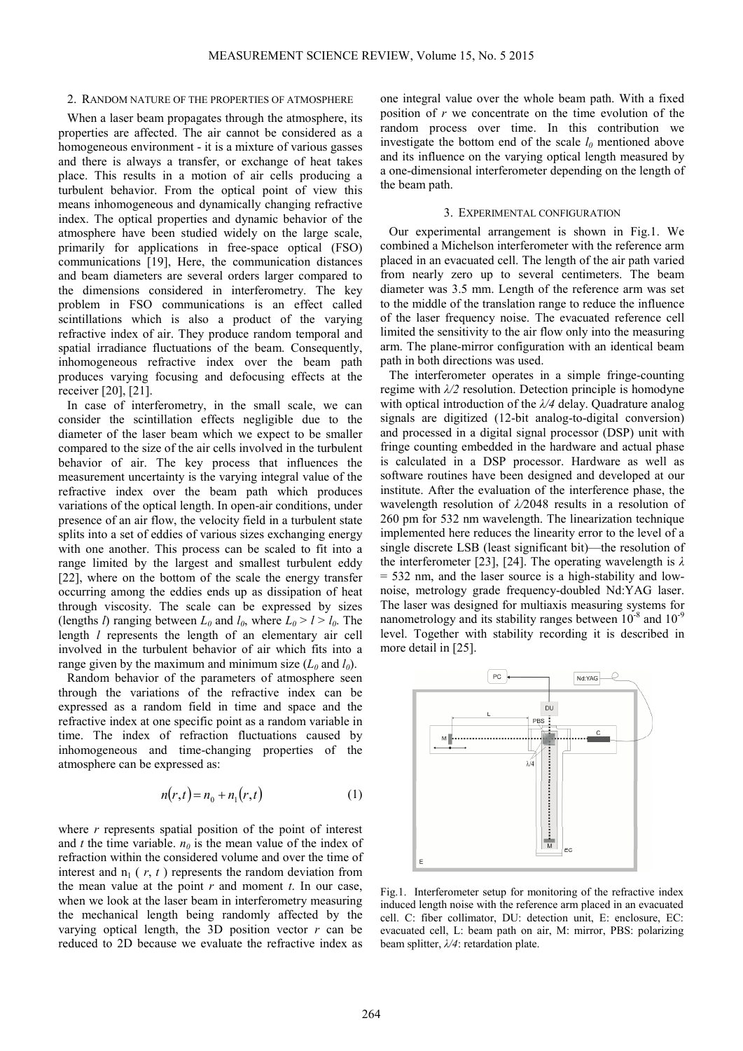## 2. Random nature of the properties of atmosphere

When a laser beam propagates through the atmosphere, its properties are affected. The air cannot be considered as a homogeneous environment - it is a mixture of various gasses and there is always a transfer, or exchange of heat takes place. This results in a motion of air cells producing a turbulent behavior. From the optical point of view this means inhomogeneous and dynamically changing refractive index. The optical properties and dynamic behavior of the atmosphere have been studied widely on the large scale, primarily for applications in free-space optical (FSO) communications [19], Here, the communication distances and beam diameters are several orders larger compared to the dimensions considered in interferometry. The key problem in FSO communications is an effect called scintillations which is also a product of the varying refractive index of air. They produce random temporal and spatial irradiance fluctuations of the beam. Consequently, inhomogeneous refractive index over the beam path produces varying focusing and defocusing effects at the receiver [20], [21].

In case of interferometry, in the small scale, we can consider the scintillation effects negligible due to the diameter of the laser beam which we expect to be smaller compared to the size of the air cells involved in the turbulent behavior of air. The key process that influences the measurement uncertainty is the varying integral value of the refractive index over the beam path which produces variations of the optical length. In open-air conditions, under presence of an air flow, the velocity field in a turbulent state splits into a set of eddies of various sizes exchanging energy with one another. This process can be scaled to fit into a range limited by the largest and smallest turbulent eddy [22], where on the bottom of the scale the energy transfer occurring among the eddies ends up as dissipation of heat through viscosity. The scale can be expressed by sizes (lengths $l$) ranging between $L_0$ and $l_0$, where $L_0 > l > l_0$. The length $l$ represents the length of an elementary air cell involved in the turbulent behavior of air which fits into a range given by the maximum and minimum size ($L_0$ and $l_0$).

Random behavior of the parameters of atmosphere seen through the variations of the refractive index can be expressed as a random field in time and space and the refractive index at one specific point as a random variable in time. The index of refraction fluctuations caused by inhomogeneous and time-changing properties of the atmosphere can be expressed as:

$$n(r,t) = n_0 + n_1(r,t) \tag{1}$$

where $r$ represents spatial position of the point of interest and $t$ the time variable. $n_0$ is the mean value of the index of refraction within the considered volume and over the time of interest and $n_1(r,t)$ represents the random deviation from the mean value at the point $r$ and moment $t$. In our case, when we look at the laser beam in interferometry measuring the mechanical length being randomly affected by the varying optical length, the 3D position vector $r$ can be reduced to 2D because we evaluate the refractive index as one integral value over the whole beam path. With a fixed position of $r$ we concentrate on the time evolution of the random process over time. In this contribution we investigate the bottom end of the scale $l_0$ mentioned above and its influence on the varying optical length measured by a one-dimensional interferometer depending on the length of the beam path.

## 3. Experimental configuration

Our experimental arrangement is shown in Fig.1. We combined a Michelson interferometer with the reference arm placed in an evacuated cell. The length of the air path varied from nearly zero up to several centimeters. The beam diameter was 3.5 mm. Length of the reference arm was set to the middle of the translation range to reduce the influence of the laser frequency noise. The evacuated reference cell limited the sensitivity to the air flow only into the measuring arm. The plane-mirror configuration with an identical beam path in both directions was used.

The interferometer operates in a simple fringe-counting regime with $\lambda/2$ resolution. Detection principle is homodyne with optical introduction of the $\lambda/4$ delay. Quadrature analog signals are digitized (12-bit analog-to-digital conversion) and processed in a digital signal processor (DSP) unit with fringe counting embedded in the hardware and actual phase is calculated in a DSP processor. Hardware as well as software routines have been designed and developed at our institute. After the evaluation of the interference phase, the wavelength resolution of $\lambda/2048$ results in a resolution of 260 pm for 532 nm wavelength. The linearization technique implemented here reduces the linearity error to the level of a single discrete LSB (least significant bit)—the resolution of the interferometer [23], [24]. The operating wavelength is $\lambda = 532$ nm, and the laser source is a high-stability and low-noise, metrology grade frequency-doubled Nd:YAG laser. The laser was designed for multiaxis measuring systems for nanometrology and its stability ranges between $10^{-8}$ and $10^{-9}$ level. Together with stability recording it is described in more detail in [25].

Fig.1. Interferometer setup for monitoring of the refractive index induced length noise with the reference arm placed in an evacuated cell. C: fiber collimator, DU: detection unit, E: enclosure, EC: evacuated cell, L: beam path on air, M: mirror, PBS: polarizing beam splitter, $\lambda/4$: retardation plate.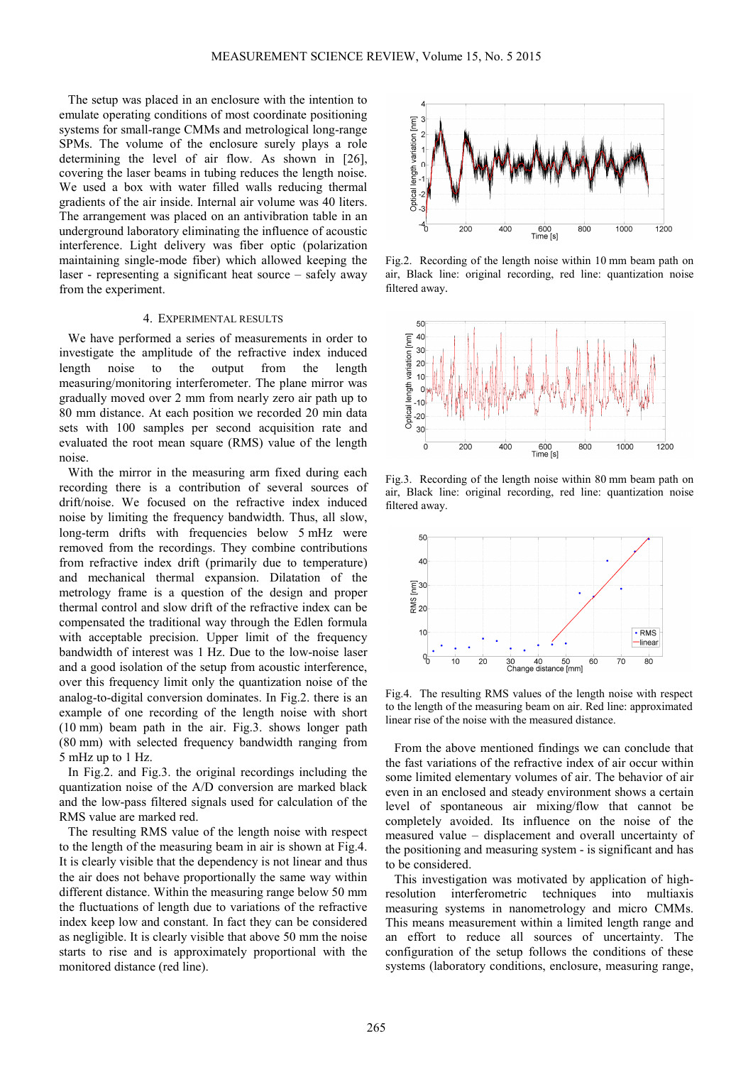The setup was placed in an enclosure with the intention to emulate operating conditions of most coordinate positioning systems for small-range CMMs and metrological long-range SPMs. The volume of the enclosure surely plays a role determining the level of air flow. As shown in [26], covering the laser beams in tubing reduces the length noise. We used a box with water filled walls reducing thermal gradients of the air inside. Internal air volume was 40 liters. The arrangement was placed on an antivibration table in an underground laboratory eliminating the influence of acoustic interference. Light delivery was fiber optic (polarization maintaining single-mode fiber) which allowed keeping the laser - representing a significant heat source – safely away from the experiment.

## 4. Experimental results

We have performed a series of measurements in order to investigate the amplitude of the refractive index induced length noise to the output from the length measuring/monitoring interferometer. The plane mirror was gradually moved over 2 mm from nearly zero air path up to 80 mm distance. At each position we recorded 20 min data sets with 100 samples per second acquisition rate and evaluated the root mean square (RMS) value of the length noise.

With the mirror in the measuring arm fixed during each recording there is a contribution of several sources of drift/noise. We focused on the refractive index induced noise by limiting the frequency bandwidth. Thus, all slow, long-term drifts with frequencies below 5 mHz were removed from the recordings. They combine contributions from refractive index drift (primarily due to temperature) and mechanical thermal expansion. Dilatation of the metrology frame is a question of the design and proper thermal control and slow drift of the refractive index can be compensated the traditional way through the Edlen formula with acceptable precision. Upper limit of the frequency bandwidth of interest was 1 Hz. Due to the low-noise laser and a good isolation of the setup from acoustic interference, over this frequency limit only the quantization noise of the analog-to-digital conversion dominates. In Fig.2. there is an example of one recording of the length noise with short (10 mm) beam path in the air. Fig.3. shows longer path (80 mm) with selected frequency bandwidth ranging from 5 mHz up to 1 Hz.

In Fig.2. and Fig.3. the original recordings including the quantization noise of the A/D conversion are marked black and the low-pass filtered signals used for calculation of the RMS value are marked red.

The resulting RMS value of the length noise with respect to the length of the measuring beam in air is shown at Fig.4. It is clearly visible that the dependency is not linear and thus the air does not behave proportionally the same way within different distance. Within the measuring range below 50 mm the fluctuations of length due to variations of the refractive index keep low and constant. In fact they can be considered as negligible. It is clearly visible that above 50 mm the noise starts to rise and is approximately proportional with the monitored distance (red line).

Fig.2. Recording of the length noise within 10 mm beam path on air, Black line: original recording, red line: quantization noise filtered away.

Fig.3. Recording of the length noise within 80 mm beam path on air, Black line: original recording, red line: quantization noise filtered away.

Fig.4. The resulting RMS values of the length noise with respect to the length of the measuring beam on air. Red line: approximated linear rise of the noise with the measured distance.

From the above mentioned findings we can conclude that the fast variations of the refractive index of air occur within some limited elementary volumes of air. The behavior of air even in an enclosed and steady environment shows a certain level of spontaneous air mixing/flow that cannot be completely avoided. Its influence on the noise of the measured value – displacement and overall uncertainty of the positioning and measuring system - is significant and has to be considered.

This investigation was motivated by application of high-resolution interferometric techniques into multiaxis measuring systems in nanometrology and micro CMMs. This means measurement within a limited length range and an effort to reduce all sources of uncertainty. The configuration of the setup follows the conditions of these systems (laboratory conditions, enclosure, measuring range,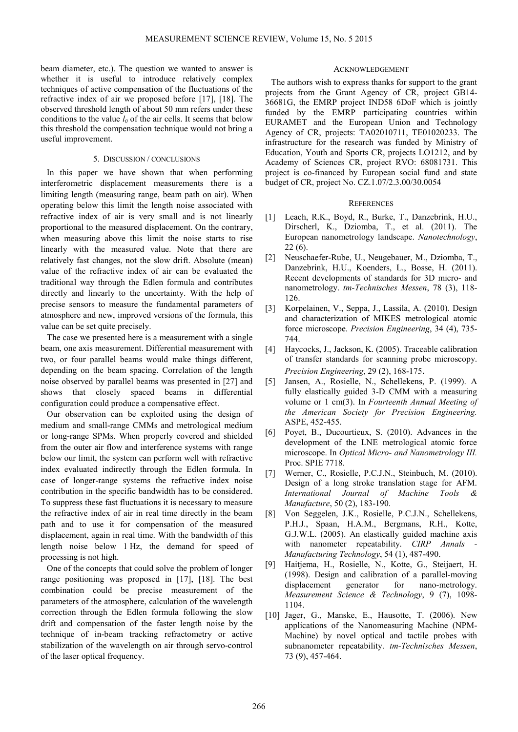beam diameter, etc.). The question we wanted to answer is whether it is useful to introduce relatively complex techniques of active compensation of the fluctuations of the refractive index of air we proposed before [17], [18]. The observed threshold length of about 50 mm refers under these conditions to the value $l_0$ of the air cells. It seems that below this threshold the compensation technique would not bring a useful improvement.

## 5. Discussion / conclusions

In this paper we have shown that when performing interferometric displacement measurements there is a limiting length (measuring range, beam path on air). When operating below this limit the length noise associated with refractive index of air is very small and is not linearly proportional to the measured displacement. On the contrary, when measuring above this limit the noise starts to rise linearly with the measured value. Note that there are relatively fast changes, not the slow drift. Absolute (mean) value of the refractive index of air can be evaluated the traditional way through the Edlen formula and contributes directly and linearly to the uncertainty. With the help of precise sensors to measure the fundamental parameters of atmosphere and new, improved versions of the formula, this value can be set quite precisely.

The case we presented here is a measurement with a single beam, one axis measurement. Differential measurement with two, or four parallel beams would make things different, depending on the beam spacing. Correlation of the length noise observed by parallel beams was presented in [27] and shows that closely spaced beams in differential configuration could produce a compensative effect.

Our observation can be exploited using the design of medium and small-range CMMs and metrological medium or long-range SPMs. When properly covered and shielded from the outer air flow and interference systems with range below our limit, the system can perform well with refractive index evaluated indirectly through the Edlen formula. In case of longer-range systems the refractive index noise contribution in the specific bandwidth has to be considered. To suppress these fast fluctuations it is necessary to measure the refractive index of air in real time directly in the beam path and to use it for compensation of the measured displacement, again in real time. With the bandwidth of this length noise below 1 Hz, the demand for speed of processing is not high.

One of the concepts that could solve the problem of longer range positioning was proposed in [17], [18]. The best combination could be precise measurement of the parameters of the atmosphere, calculation of the wavelength correction through the Edlen formula following the slow drift and compensation of the faster length noise by the technique of in-beam tracking refractometry or active stabilization of the wavelength on air through servo-control of the laser optical frequency.

## Acknowledgement

The authors wish to express thanks for support to the grant projects from the Grant Agency of CR, project GB14-36681G, the EMRP project IND58 6DoF which is jointly funded by the EMRP participating countries within EURAMET and the European Union and Technology Agency of CR, projects: TA02010711, TE01020233. The infrastructure for the research was funded by Ministry of Education, Youth and Sports CR, projects LO1212, and by Academy of Sciences CR, project RVO: 68081731. This project is co-financed by European social fund and state budget of CR, project No. CZ.1.07/2.3.00/30.0054

## References

[1] Leach, R.K., Boyd, R., Burke, T., Danzebrink, H.U., Dirscherl, K., Dziomba, T., et al. (2011). The European nanometrology landscape. *Nanotechnology*, 22 (6).

[2] Neuschaefer-Rube, U., Neugebauer, M., Dziomba, T., Danzebrink, H.U., Koenders, L., Bosse, H. (2011). Recent developments of standards for 3D micro- and nanometrology. *tm-Technisches Messen*, 78 (3), 118-126.

[3] Korpelainen, V., Seppa, J., Lassila, A. (2010). Design and characterization of MIKES metrological atomic force microscope. *Precision Engineering*, 34 (4), 735-744.

[4] Haycocks, J., Jackson, K. (2005). Traceable calibration of transfer standards for scanning probe microscopy. *Precision Engineering*, 29 (2), 168-175.

[5] Jansen, A., Rosielle, N., Schellekens, P. (1999). A fully elastically guided 3-D CMM with a measuring volume or 1 cm(3). In *Fourteenth Annual Meeting of the American Society for Precision Engineering.* ASPE, 452-455.

[6] Poyet, B., Ducourtieux, S. (2010). Advances in the development of the LNE metrological atomic force microscope. In *Optical Micro- and Nanometrology III.* Proc. SPIE 7718.

[7] Werner, C., Rosielle, P.C.J.N., Steinbuch, M. (2010). Design of a long stroke translation stage for AFM. *International Journal of Machine Tools & Manufacture*, 50 (2), 183-190.

[8] Von Seggelen, J.K., Rosielle, P.C.J.N., Schellekens, P.H.J., Spaan, H.A.M., Bergmans, R.H., Kotte, G.J.W.L. (2005). An elastically guided machine axis with nanometer repeatability. *CIRP Annals - Manufacturing Technology*, 54 (1), 487-490.

[9] Haitjema, H., Rosielle, N., Kotte, G., Steijaert, H. (1998). Design and calibration of a parallel-moving displacement generator for nano-metrology. *Measurement Science & Technology*, 9 (7), 1098-1104.

[10] Jager, G., Manske, E., Hausotte, T. (2006). New applications of the Nanomeasuring Machine (NPM-Machine) by novel optical and tactile probes with subnanometer repeatability. *tm-Technisches Messen*, 73 (9), 457-464.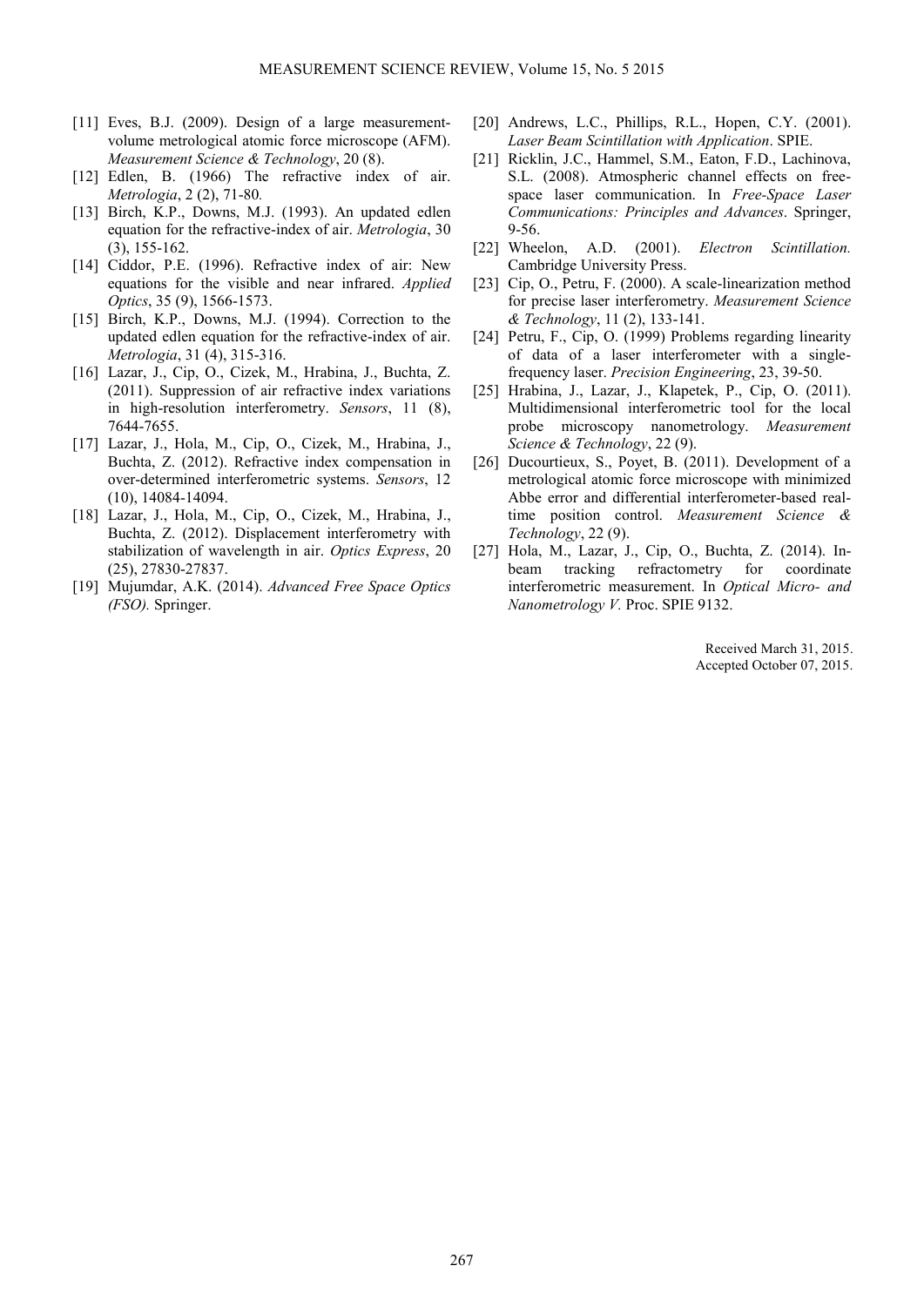[11] Eves, B.J. (2009). Design of a large measurement-volume metrological atomic force microscope (AFM). *Measurement Science & Technology*, 20 (8).

[12] Edlen, B. (1966) The refractive index of air. *Metrologia*, 2 (2), 71-80*.*

[13] Birch, K.P., Downs, M.J. (1993). An updated edlen equation for the refractive-index of air. *Metrologia*, 30 (3), 155-162.

[14] Ciddor, P.E. (1996). Refractive index of air: New equations for the visible and near infrared. *Applied Optics*, 35 (9), 1566-1573.

[15] Birch, K.P., Downs, M.J. (1994). Correction to the updated edlen equation for the refractive-index of air. *Metrologia*, 31 (4), 315-316.

[16] Lazar, J., Cip, O., Cizek, M., Hrabina, J., Buchta, Z. (2011). Suppression of air refractive index variations in high-resolution interferometry. *Sensors*, 11 (8), 7644-7655.

[17] Lazar, J., Hola, M., Cip, O., Cizek, M., Hrabina, J., Buchta, Z. (2012). Refractive index compensation in over-determined interferometric systems. *Sensors*, 12 (10), 14084-14094.

[18] Lazar, J., Hola, M., Cip, O., Cizek, M., Hrabina, J., Buchta, Z. (2012). Displacement interferometry with stabilization of wavelength in air. *Optics Express*, 20 (25), 27830-27837.

[19] Mujumdar, A.K. (2014). *Advanced Free Space Optics (FSO).* Springer.

[20] Andrews, L.C., Phillips, R.L., Hopen, C.Y. (2001). *Laser Beam Scintillation with Application*. SPIE.

[21] Ricklin, J.C., Hammel, S.M., Eaton, F.D., Lachinova, S.L. (2008). Atmospheric channel effects on free-space laser communication. In *Free-Space Laser Communications: Principles and Advances*. Springer, 9-56.

[22] Wheelon, A.D. (2001). *Electron Scintillation.* Cambridge University Press.

[23] Cip, O., Petru, F. (2000). A scale-linearization method for precise laser interferometry. *Measurement Science & Technology*, 11 (2), 133-141.

[24] Petru, F., Cip, O. (1999) Problems regarding linearity of data of a laser interferometer with a single-frequency laser. *Precision Engineering*, 23, 39-50.

[25] Hrabina, J., Lazar, J., Klapetek, P., Cip, O. (2011). Multidimensional interferometric tool for the local probe microscopy nanometrology. *Measurement Science & Technology*, 22 (9).

[26] Ducourtieux, S., Poyet, B. (2011). Development of a metrological atomic force microscope with minimized Abbe error and differential interferometer-based real-time position control. *Measurement Science & Technology*, 22 (9).

[27] Hola, M., Lazar, J., Cip, O., Buchta, Z. (2014). In-beam tracking refractometry for coordinate interferometric measurement. In *Optical Micro- and Nanometrology V*. Proc. SPIE 9132.

Received March 31, 2015.
Accepted October 07, 2015.